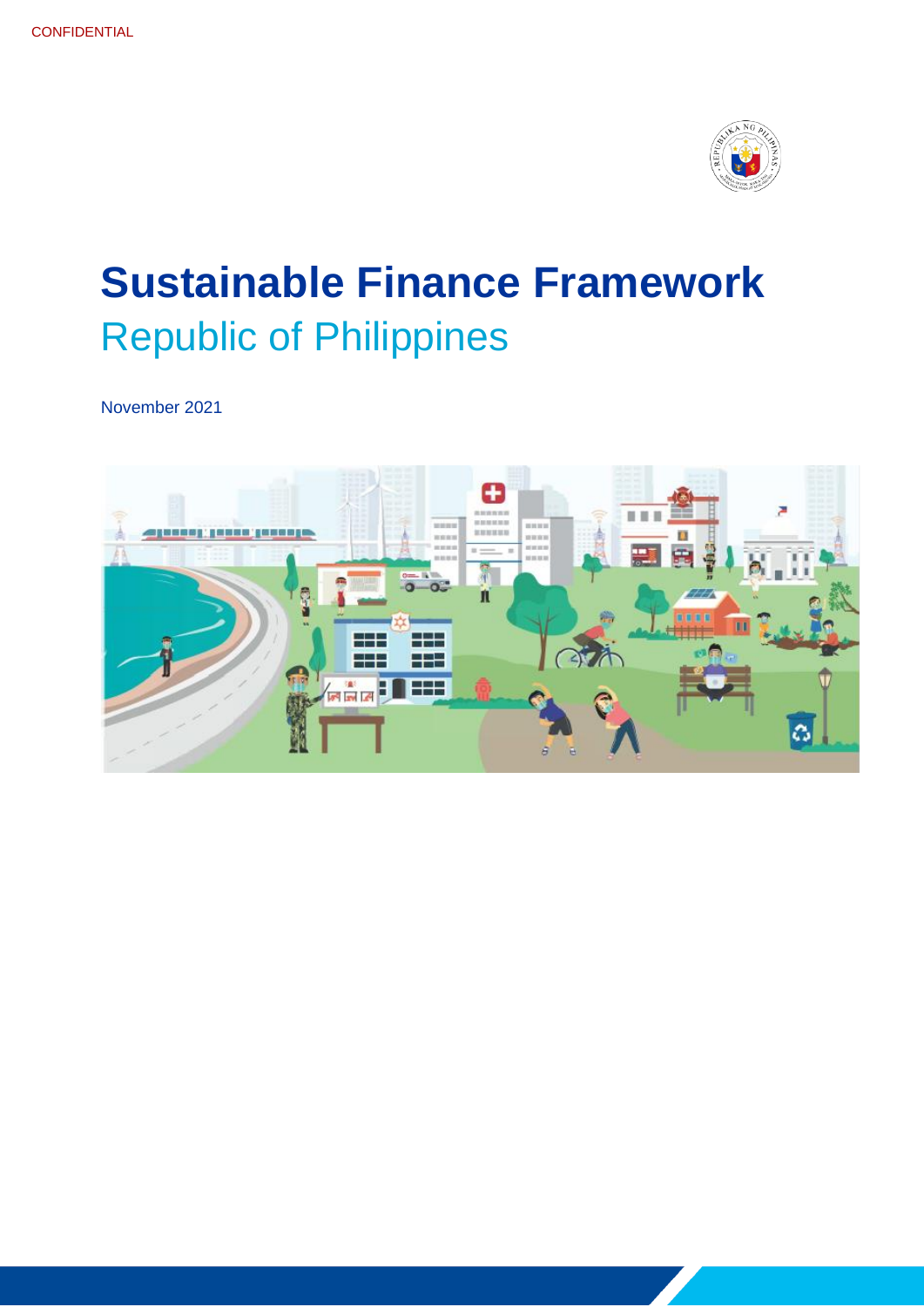CONFIDENTIAL

# Sustainable Finance Framework

## Republic of Philippines

November 2021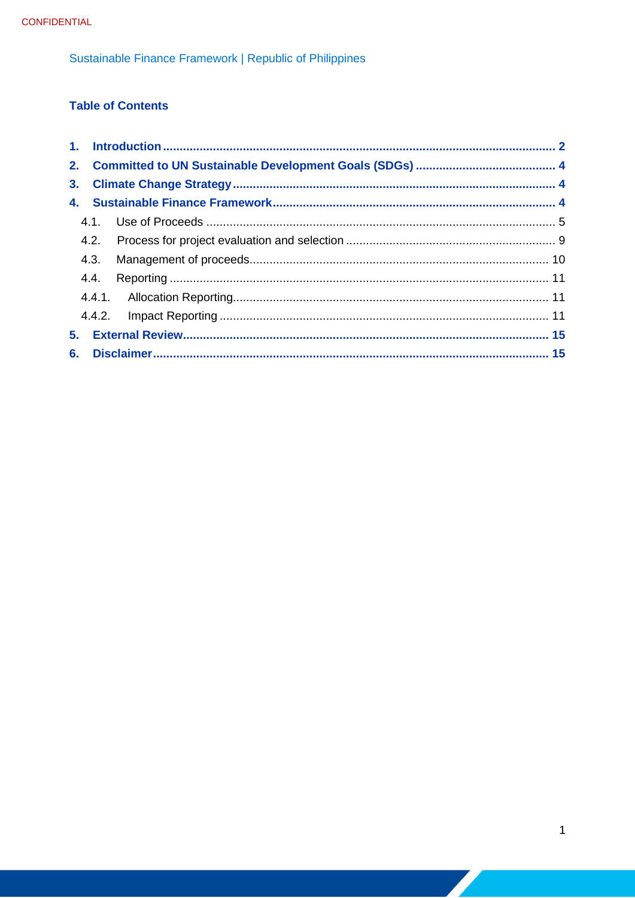CONFIDENTIAL

## Table of Contents

1. Introduction ..... 2
2. Committed to UN Sustainable Development Goals (SDGs) ..... 4
3. Climate Change Strategy ..... 4
4. Sustainable Finance Framework ..... 4
   - 4.1. Use of Proceeds ..... 5
   - 4.2. Process for project evaluation and selection ..... 9
   - 4.3. Management of proceeds ..... 10
   - 4.4. Reporting ..... 11
     - 4.4.1. Allocation Reporting ..... 11
     - 4.4.2. Impact Reporting ..... 11
5. External Review ..... 15
6. Disclaimer ..... 15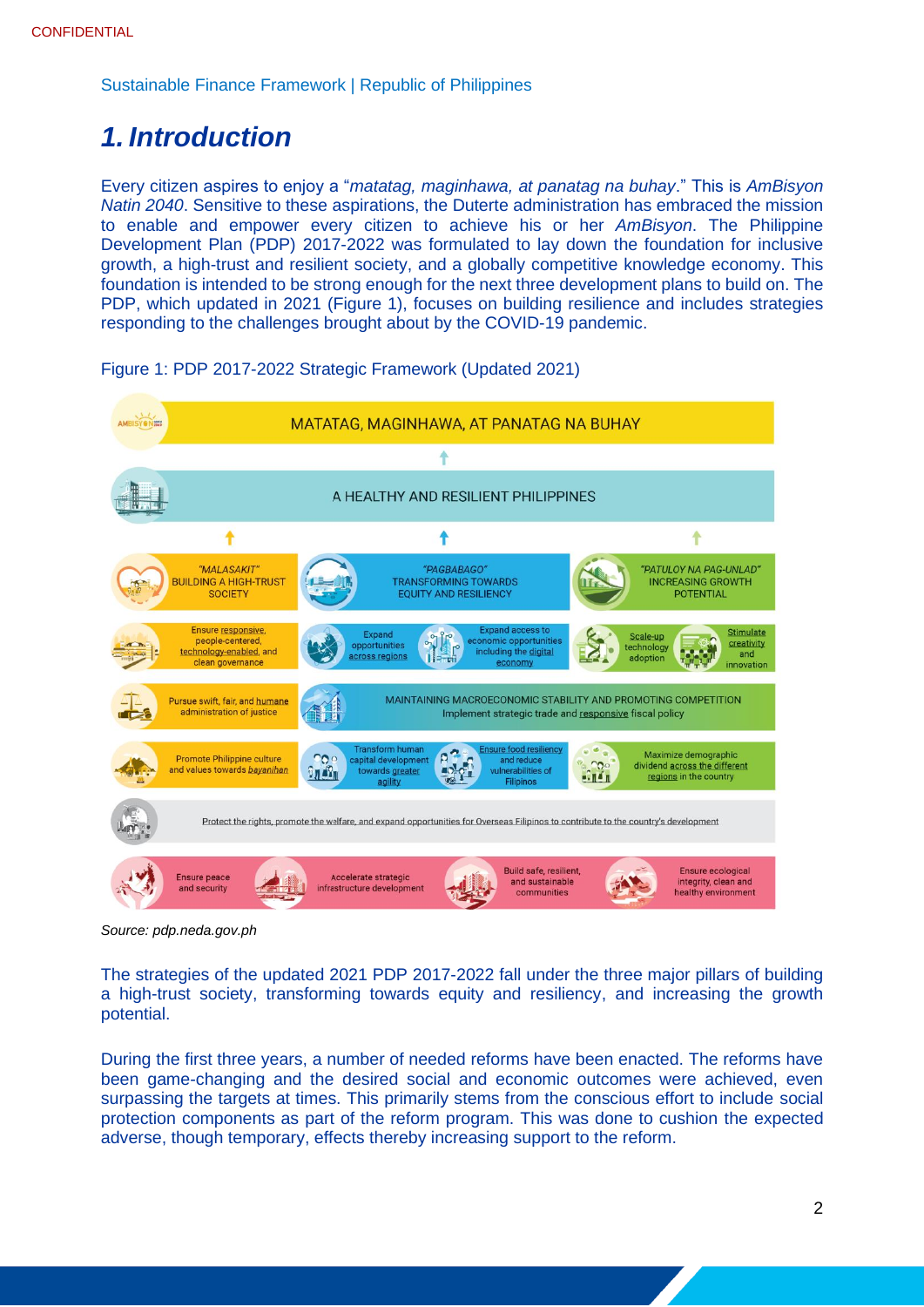# 1. Introduction

Every citizen aspires to enjoy a "*matatag, maginhawa, at panatag na buhay*." This is *AmBisyon Natin 2040*. Sensitive to these aspirations, the Duterte administration has embraced the mission to enable and empower every citizen to achieve his or her *AmBisyon*. The Philippine Development Plan (PDP) 2017-2022 was formulated to lay down the foundation for inclusive growth, a high-trust and resilient society, and a globally competitive knowledge economy. This foundation is intended to be strong enough for the next three development plans to build on. The PDP, which updated in 2021 (Figure 1), focuses on building resilience and includes strategies responding to the challenges brought about by the COVID-19 pandemic.

Figure 1: PDP 2017-2022 Strategic Framework (Updated 2021)

MATATAG, MAGINHAWA, AT PANATAG NA BUHAY

A HEALTHY AND RESILIENT PHILIPPINES

- "MALASAKIT" BUILDING A HIGH-TRUST SOCIETY
  - Ensure responsive, people-centered, technology-enabled, and clean governance
  - Pursue swift, fair, and humane administration of justice
  - Promote Philippine culture and values towards *bayanihan*
- "PAGBABAGO" TRANSFORMING TOWARDS EQUITY AND RESILIENCY
  - Expand opportunities across regions
  - Expand access to economic opportunities including the digital economy
  - Transform human capital development towards greater agility
  - Ensure food resiliency and reduce vulnerabilities of Filipinos
- "PATULOY NA PAG-UNLAD" INCREASING GROWTH POTENTIAL
  - Scale-up technology adoption
  - Stimulate creativity and innovation
  - Maximize demographic dividend across the different regions in the country

MAINTAINING MACROECONOMIC STABILITY AND PROMOTING COMPETITION

Implement strategic trade and responsive fiscal policy

Protect the rights, promote the welfare, and expand opportunities for Overseas Filipinos to contribute to the country's development

Ensure peace and security | Accelerate strategic infrastructure development | Build safe, resilient, and sustainable communities | Ensure ecological integrity, clean and healthy environment

*Source: pdp.neda.gov.ph*

The strategies of the updated 2021 PDP 2017-2022 fall under the three major pillars of building a high-trust society, transforming towards equity and resiliency, and increasing the growth potential.

During the first three years, a number of needed reforms have been enacted. The reforms have been game-changing and the desired social and economic outcomes were achieved, even surpassing the targets at times. This primarily stems from the conscious effort to include social protection components as part of the reform program. This was done to cushion the expected adverse, though temporary, effects thereby increasing support to the reform.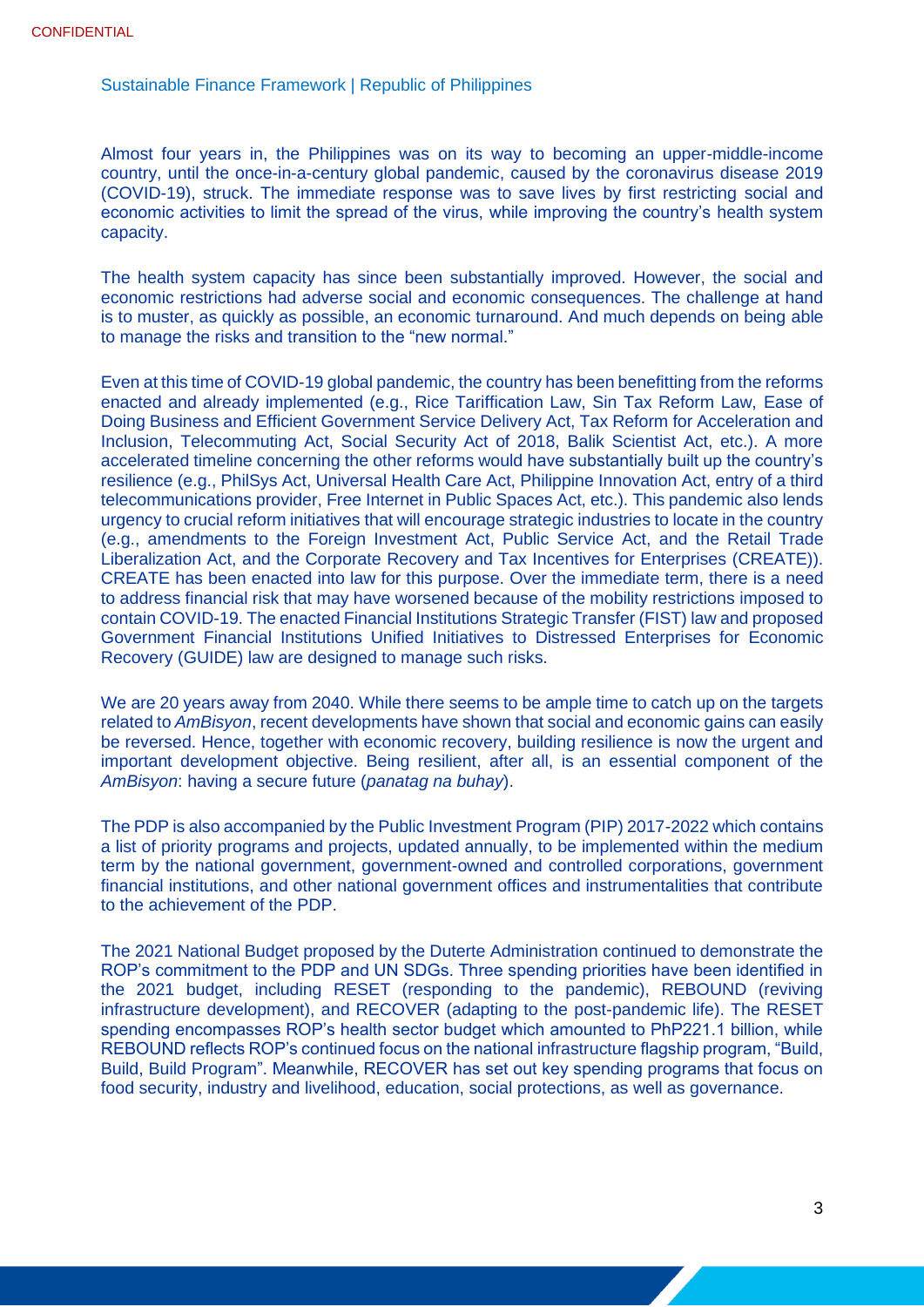Almost four years in, the Philippines was on its way to becoming an upper-middle-income country, until the once-in-a-century global pandemic, caused by the coronavirus disease 2019 (COVID-19), struck. The immediate response was to save lives by first restricting social and economic activities to limit the spread of the virus, while improving the country's health system capacity.

The health system capacity has since been substantially improved. However, the social and economic restrictions had adverse social and economic consequences. The challenge at hand is to muster, as quickly as possible, an economic turnaround. And much depends on being able to manage the risks and transition to the "new normal."

Even at this time of COVID-19 global pandemic, the country has been benefitting from the reforms enacted and already implemented (e.g., Rice Tariffication Law, Sin Tax Reform Law, Ease of Doing Business and Efficient Government Service Delivery Act, Tax Reform for Acceleration and Inclusion, Telecommuting Act, Social Security Act of 2018, Balik Scientist Act, etc.). A more accelerated timeline concerning the other reforms would have substantially built up the country's resilience (e.g., PhilSys Act, Universal Health Care Act, Philippine Innovation Act, entry of a third telecommunications provider, Free Internet in Public Spaces Act, etc.). This pandemic also lends urgency to crucial reform initiatives that will encourage strategic industries to locate in the country (e.g., amendments to the Foreign Investment Act, Public Service Act, and the Retail Trade Liberalization Act, and the Corporate Recovery and Tax Incentives for Enterprises (CREATE)). CREATE has been enacted into law for this purpose. Over the immediate term, there is a need to address financial risk that may have worsened because of the mobility restrictions imposed to contain COVID-19. The enacted Financial Institutions Strategic Transfer (FIST) law and proposed Government Financial Institutions Unified Initiatives to Distressed Enterprises for Economic Recovery (GUIDE) law are designed to manage such risks.

We are 20 years away from 2040. While there seems to be ample time to catch up on the targets related to *AmBisyon*, recent developments have shown that social and economic gains can easily be reversed. Hence, together with economic recovery, building resilience is now the urgent and important development objective. Being resilient, after all, is an essential component of the *AmBisyon*: having a secure future (*panatag na buhay*).

The PDP is also accompanied by the Public Investment Program (PIP) 2017-2022 which contains a list of priority programs and projects, updated annually, to be implemented within the medium term by the national government, government-owned and controlled corporations, government financial institutions, and other national government offices and instrumentalities that contribute to the achievement of the PDP.

The 2021 National Budget proposed by the Duterte Administration continued to demonstrate the ROP's commitment to the PDP and UN SDGs. Three spending priorities have been identified in the 2021 budget, including RESET (responding to the pandemic), REBOUND (reviving infrastructure development), and RECOVER (adapting to the post-pandemic life). The RESET spending encompasses ROP's health sector budget which amounted to PhP221.1 billion, while REBOUND reflects ROP's continued focus on the national infrastructure flagship program, "Build, Build, Build Program". Meanwhile, RECOVER has set out key spending programs that focus on food security, industry and livelihood, education, social protections, as well as governance.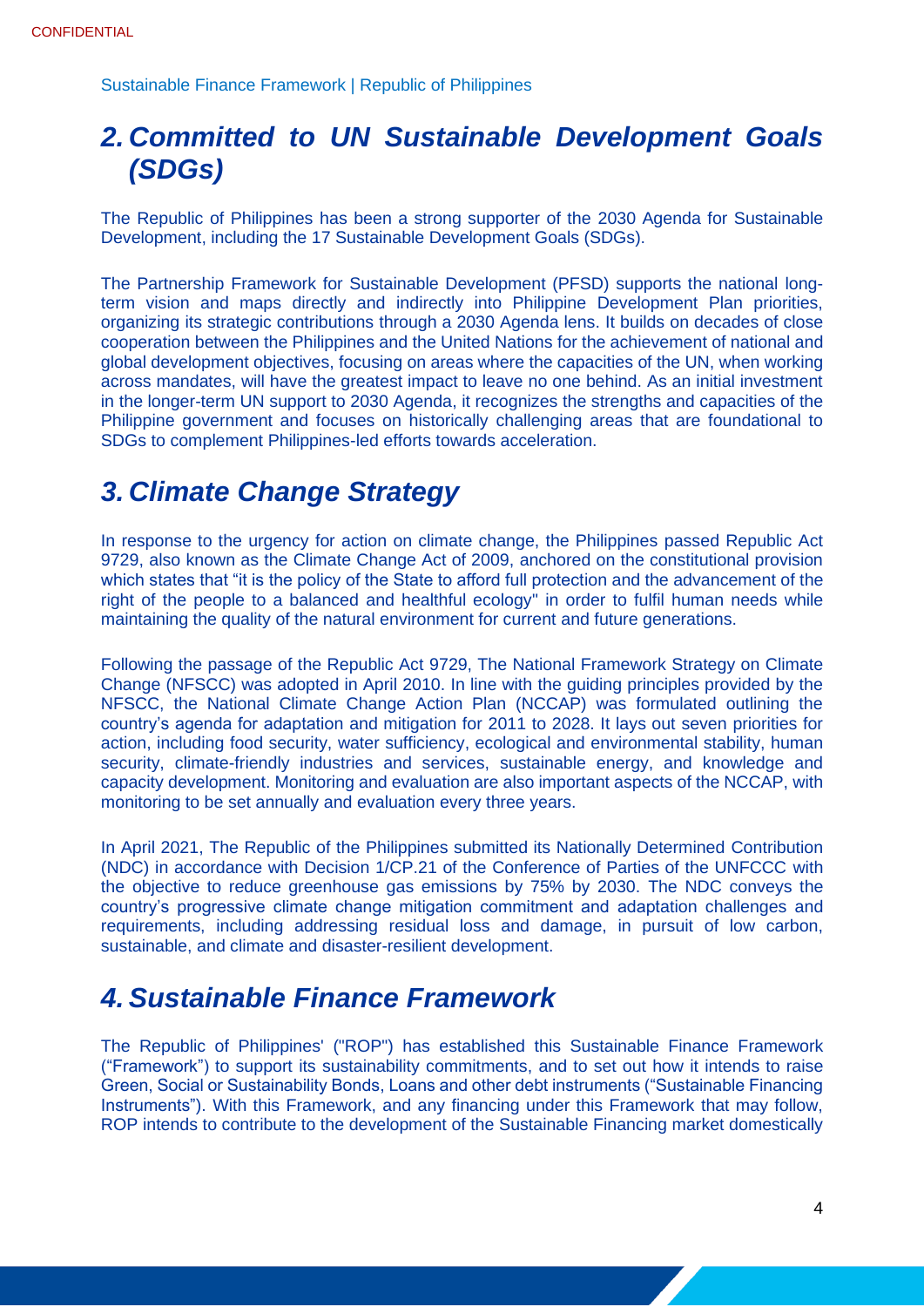## 2. Committed to UN Sustainable Development Goals (SDGs)

The Republic of Philippines has been a strong supporter of the 2030 Agenda for Sustainable Development, including the 17 Sustainable Development Goals (SDGs).

The Partnership Framework for Sustainable Development (PFSD) supports the national long-term vision and maps directly and indirectly into Philippine Development Plan priorities, organizing its strategic contributions through a 2030 Agenda lens. It builds on decades of close cooperation between the Philippines and the United Nations for the achievement of national and global development objectives, focusing on areas where the capacities of the UN, when working across mandates, will have the greatest impact to leave no one behind. As an initial investment in the longer-term UN support to 2030 Agenda, it recognizes the strengths and capacities of the Philippine government and focuses on historically challenging areas that are foundational to SDGs to complement Philippines-led efforts towards acceleration.

## 3. Climate Change Strategy

In response to the urgency for action on climate change, the Philippines passed Republic Act 9729, also known as the Climate Change Act of 2009, anchored on the constitutional provision which states that "it is the policy of the State to afford full protection and the advancement of the right of the people to a balanced and healthful ecology" in order to fulfil human needs while maintaining the quality of the natural environment for current and future generations.

Following the passage of the Republic Act 9729, The National Framework Strategy on Climate Change (NFSCC) was adopted in April 2010. In line with the guiding principles provided by the NFSCC, the National Climate Change Action Plan (NCCAP) was formulated outlining the country's agenda for adaptation and mitigation for 2011 to 2028. It lays out seven priorities for action, including food security, water sufficiency, ecological and environmental stability, human security, climate-friendly industries and services, sustainable energy, and knowledge and capacity development. Monitoring and evaluation are also important aspects of the NCCAP, with monitoring to be set annually and evaluation every three years.

In April 2021, The Republic of the Philippines submitted its Nationally Determined Contribution (NDC) in accordance with Decision 1/CP.21 of the Conference of Parties of the UNFCCC with the objective to reduce greenhouse gas emissions by 75% by 2030. The NDC conveys the country's progressive climate change mitigation commitment and adaptation challenges and requirements, including addressing residual loss and damage, in pursuit of low carbon, sustainable, and climate and disaster-resilient development.

## 4. Sustainable Finance Framework

The Republic of Philippines' ("ROP") has established this Sustainable Finance Framework ("Framework") to support its sustainability commitments, and to set out how it intends to raise Green, Social or Sustainability Bonds, Loans and other debt instruments ("Sustainable Financing Instruments"). With this Framework, and any financing under this Framework that may follow, ROP intends to contribute to the development of the Sustainable Financing market domestically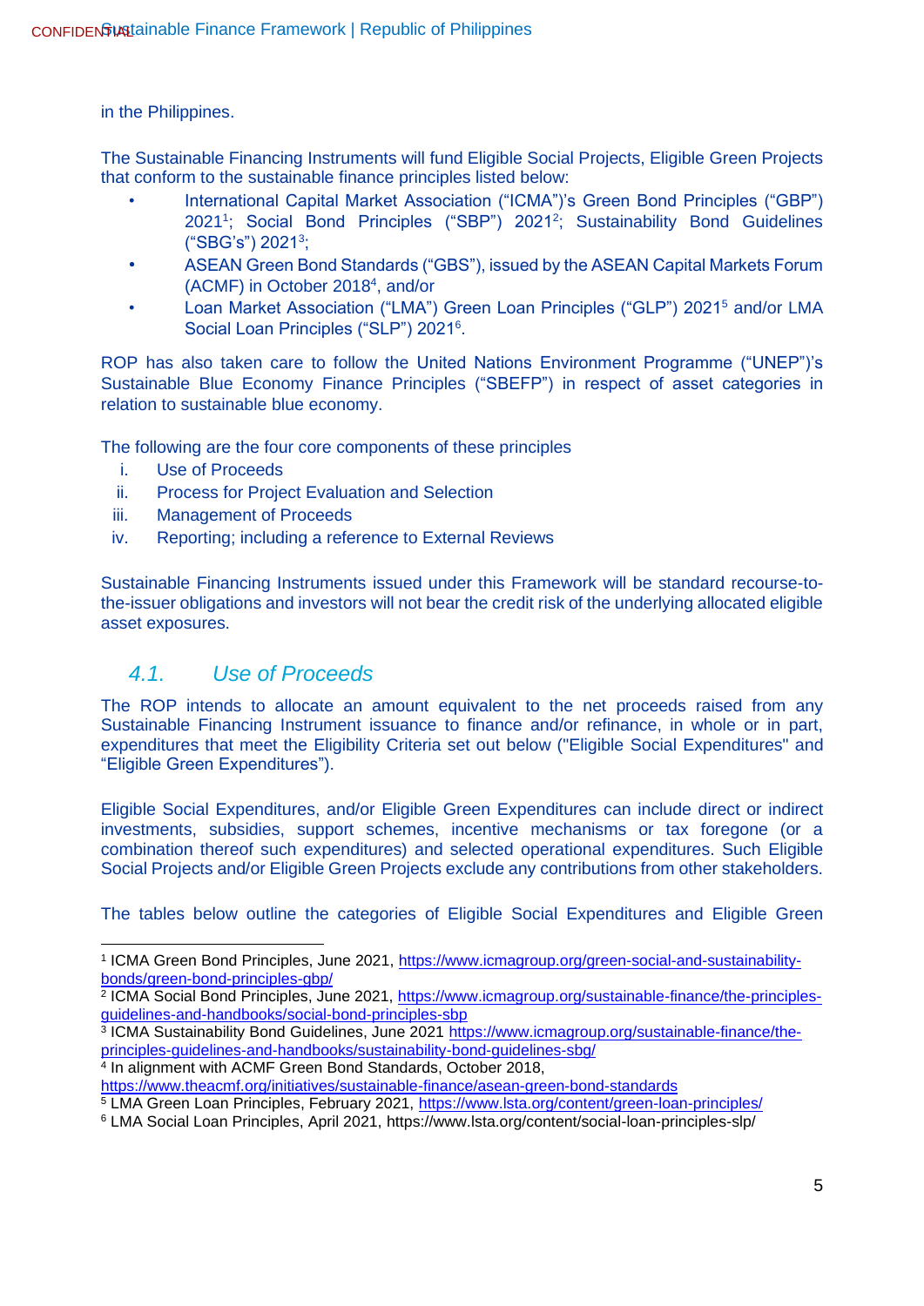in the Philippines.

The Sustainable Financing Instruments will fund Eligible Social Projects, Eligible Green Projects that conform to the sustainable finance principles listed below:

- International Capital Market Association ("ICMA")'s Green Bond Principles ("GBP") 2021[1]; Social Bond Principles ("SBP") 2021[2]; Sustainability Bond Guidelines ("SBG's") 2021[3];
- ASEAN Green Bond Standards ("GBS"), issued by the ASEAN Capital Markets Forum (ACMF) in October 2018[4], and/or
- Loan Market Association ("LMA") Green Loan Principles ("GLP") 2021[5] and/or LMA Social Loan Principles ("SLP") 2021[6].

ROP has also taken care to follow the United Nations Environment Programme ("UNEP")'s Sustainable Blue Economy Finance Principles ("SBEFP") in respect of asset categories in relation to sustainable blue economy.

The following are the four core components of these principles

i. Use of Proceeds
ii. Process for Project Evaluation and Selection
iii. Management of Proceeds
iv. Reporting; including a reference to External Reviews

Sustainable Financing Instruments issued under this Framework will be standard recourse-to-the-issuer obligations and investors will not bear the credit risk of the underlying allocated eligible asset exposures.

## *4.1. Use of Proceeds*

The ROP intends to allocate an amount equivalent to the net proceeds raised from any Sustainable Financing Instrument issuance to finance and/or refinance, in whole or in part, expenditures that meet the Eligibility Criteria set out below ("Eligible Social Expenditures" and "Eligible Green Expenditures").

Eligible Social Expenditures, and/or Eligible Green Expenditures can include direct or indirect investments, subsidies, support schemes, incentive mechanisms or tax foregone (or a combination thereof such expenditures) and selected operational expenditures. Such Eligible Social Projects and/or Eligible Green Projects exclude any contributions from other stakeholders.

The tables below outline the categories of Eligible Social Expenditures and Eligible Green

---

[1] ICMA Green Bond Principles, June 2021, https://www.icmagroup.org/green-social-and-sustainability-bonds/green-bond-principles-gbp/

[2] ICMA Social Bond Principles, June 2021, https://www.icmagroup.org/sustainable-finance/the-principles-guidelines-and-handbooks/social-bond-principles-sbp

[3] ICMA Sustainability Bond Guidelines, June 2021 https://www.icmagroup.org/sustainable-finance/the-principles-guidelines-and-handbooks/sustainability-bond-guidelines-sbg/

[4] In alignment with ACMF Green Bond Standards, October 2018, https://www.theacmf.org/initiatives/sustainable-finance/asean-green-bond-standards

[5] LMA Green Loan Principles, February 2021, https://www.lsta.org/content/green-loan-principles/

[6] LMA Social Loan Principles, April 2021, https://www.lsta.org/content/social-loan-principles-slp/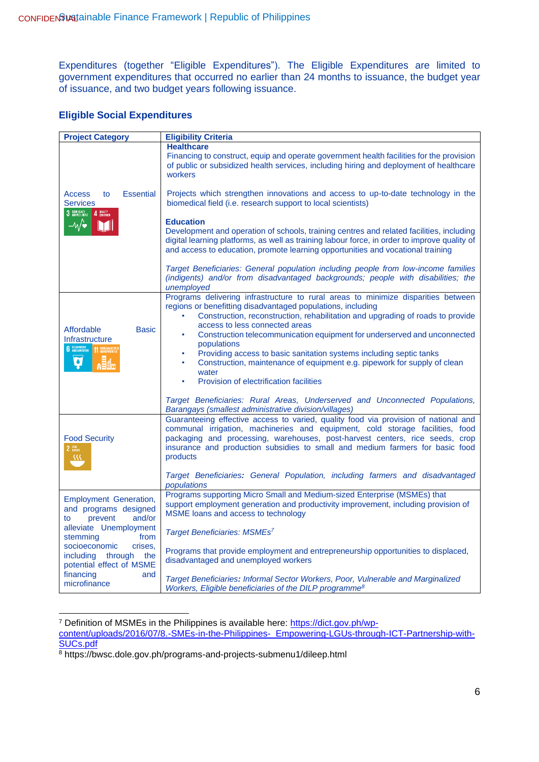Expenditures (together "Eligible Expenditures"). The Eligible Expenditures are limited to government expenditures that occurred no earlier than 24 months to issuance, the budget year of issuance, and two budget years following issuance.

### Eligible Social Expenditures

| Project Category | Eligibility Criteria |
|---|---|
| Access to Essential Services | **Healthcare**<br>Financing to construct, equip and operate government health facilities for the provision of public or subsidized health services, including hiring and deployment of healthcare workers<br><br>Projects which strengthen innovations and access to up-to-date technology in the biomedical field (i.e. research support to local scientists)<br><br>**Education**<br>Development and operation of schools, training centres and related facilities, including digital learning platforms, as well as training labour force, in order to improve quality of and access to education, promote learning opportunities and vocational training<br><br>*Target Beneficiaries: General population including people from low-income families (indigents) and/or from disadvantaged backgrounds; people with disabilities; the unemployed* |
| Affordable Basic Infrastructure | Programs delivering infrastructure to rural areas to minimize disparities between regions or benefitting disadvantaged populations, including<br>• Construction, reconstruction, rehabilitation and upgrading of roads to provide access to less connected areas<br>• Construction telecommunication equipment for underserved and unconnected populations<br>• Providing access to basic sanitation systems including septic tanks<br>• Construction, maintenance of equipment e.g. pipework for supply of clean water<br>• Provision of electrification facilities<br><br>*Target Beneficiaries: Rural Areas, Underserved and Unconnected Populations, Barangays (smallest administrative division/villages)* |
| Food Security | Guaranteeing effective access to varied, quality food via provision of national and communal irrigation, machineries and equipment, cold storage facilities, food packaging and processing, warehouses, post-harvest centers, rice seeds, crop insurance and production subsidies to small and medium farmers for basic food products<br><br>*Target Beneficiaries: General Population, including farmers and disadvantaged populations* |
| Employment Generation, and programs designed to prevent and/or alleviate Unemployment stemming from socioeconomic crises, including through the potential effect of MSME financing and microfinance | Programs supporting Micro Small and Medium-sized Enterprise (MSMEs) that support employment generation and productivity improvement, including provision of MSME loans and access to technology<br><br>*Target Beneficiaries: MSMEs*[7]<br><br>Programs that provide employment and entrepreneurship opportunities to displaced, disadvantaged and unemployed workers<br><br>*Target Beneficiaries: Informal Sector Workers, Poor, Vulnerable and Marginalized Workers, Eligible beneficiaries of the DILP programme*[8] |

[7] Definition of MSMEs in the Philippines is available here: https://dict.gov.ph/wp-content/uploads/2016/07/8.-SMEs-in-the-Philippines-_Empowering-LGUs-through-ICT-Partnership-with-SUCs.pdf

[8] https://bwsc.dole.gov.ph/programs-and-projects-submenu1/dileep.html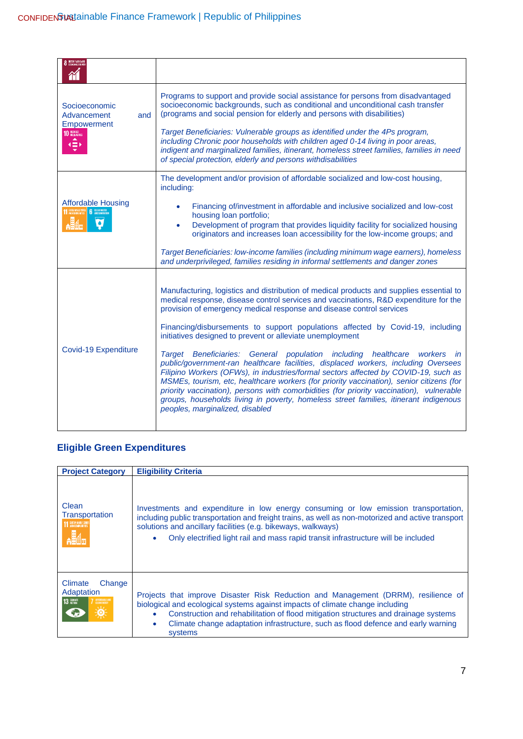| | |
|---|---|
| | |
| Socioeconomic Advancement and Empowerment | Programs to support and provide social assistance for persons from disadvantaged socioeconomic backgrounds, such as conditional and unconditional cash transfer (programs and social pension for elderly and persons with disabilities)<br><br>*Target Beneficiaries: Vulnerable groups as identified under the 4Ps program, including Chronic poor households with children aged 0-14 living in poor areas, indigent and marginalized families, itinerant, homeless street families, families in need of special protection, elderly and persons withdisabilities* |
| Affordable Housing | The development and/or provision of affordable socialized and low-cost housing, including:<br><br>• Financing of/investment in affordable and inclusive socialized and low-cost housing loan portfolio;<br>• Development of program that provides liquidity facility for socialized housing originators and increases loan accessibility for the low-income groups; and<br><br>*Target Beneficiaries: low-income families (including minimum wage earners), homeless and underprivileged, families residing in informal settlements and danger zones* |
| Covid-19 Expenditure | Manufacturing, logistics and distribution of medical products and supplies essential to medical response, disease control services and vaccinations, R&D expenditure for the provision of emergency medical response and disease control services<br><br>Financing/disbursements to support populations affected by Covid-19, including initiatives designed to prevent or alleviate unemployment<br><br>*Target Beneficiaries: General population including healthcare workers in public/government-ran healthcare facilities, displaced workers, including Oversees Filipino Workers (OFWs), in industries/formal sectors affected by COVID-19, such as MSMEs, tourism, etc, healthcare workers (for priority vaccination), senior citizens (for priority vaccination), persons with comorbidities (for priority vaccination), vulnerable groups, households living in poverty, homeless street families, itinerant indigenous peoples, marginalized, disabled* |

## Eligible Green Expenditures

| Project Category | Eligibility Criteria |
|---|---|
| Clean Transportation | Investments and expenditure in low energy consuming or low emission transportation, including public transportation and freight trains, as well as non-motorized and active transport solutions and ancillary facilities (e.g. bikeways, walkways)<br>• Only electrified light rail and mass rapid transit infrastructure will be included |
| Climate Change Adaptation | Projects that improve Disaster Risk Reduction and Management (DRRM), resilience of biological and ecological systems against impacts of climate change including<br>• Construction and rehabilitation of flood mitigation structures and drainage systems<br>• Climate change adaptation infrastructure, such as flood defence and early warning systems |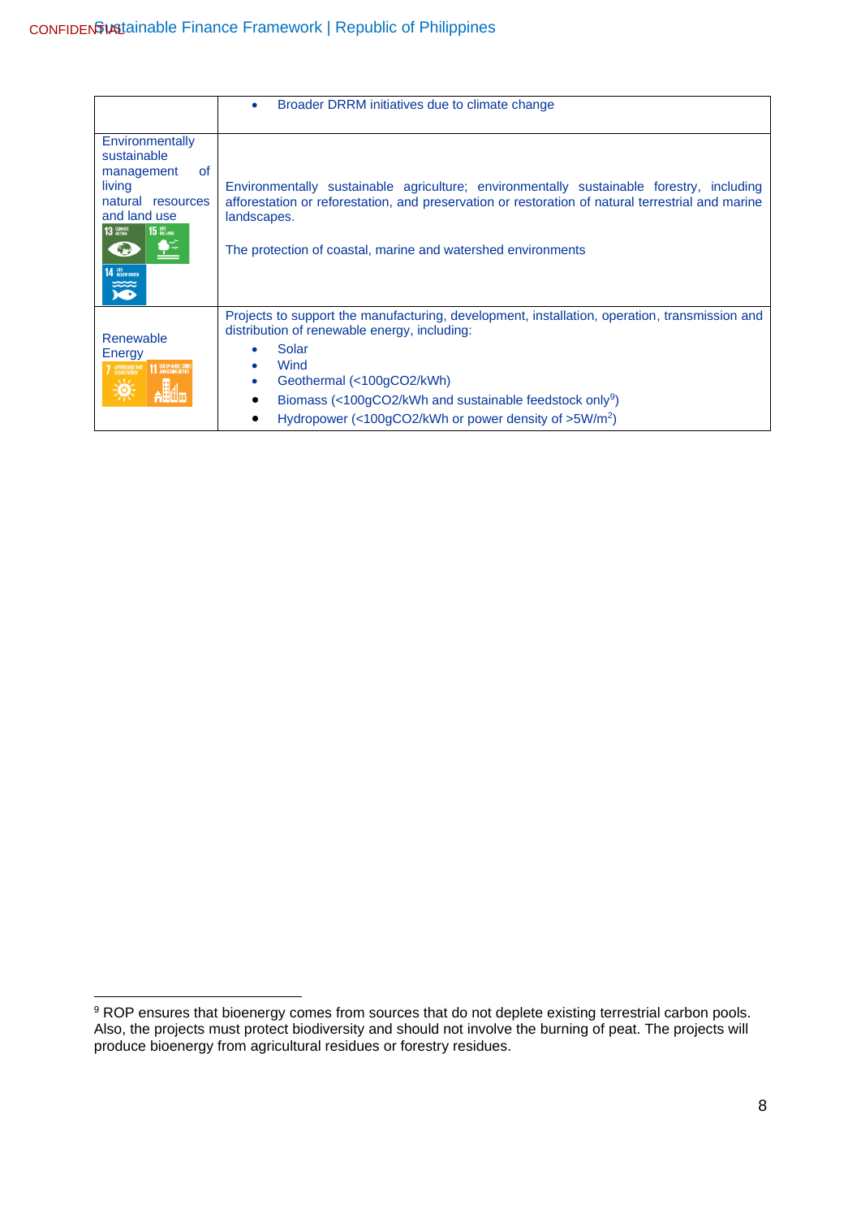| | |
|---|---|
| | • Broader DRRM initiatives due to climate change |
| Environmentally sustainable management of living natural resources and land use | Environmentally sustainable agriculture; environmentally sustainable forestry, including afforestation or reforestation, and preservation or restoration of natural terrestrial and marine landscapes.<br><br>The protection of coastal, marine and watershed environments |
| Renewable Energy | Projects to support the manufacturing, development, installation, operation, transmission and distribution of renewable energy, including:<br>• Solar<br>• Wind<br>• Geothermal (<100gCO2/kWh)<br>• Biomass (<100gCO2/kWh and sustainable feedstock only[9])<br>• Hydropower (<100gCO2/kWh or power density of >5W/$m^2$) |

[9] ROP ensures that bioenergy comes from sources that do not deplete existing terrestrial carbon pools. Also, the projects must protect biodiversity and should not involve the burning of peat. The projects will produce bioenergy from agricultural residues or forestry residues.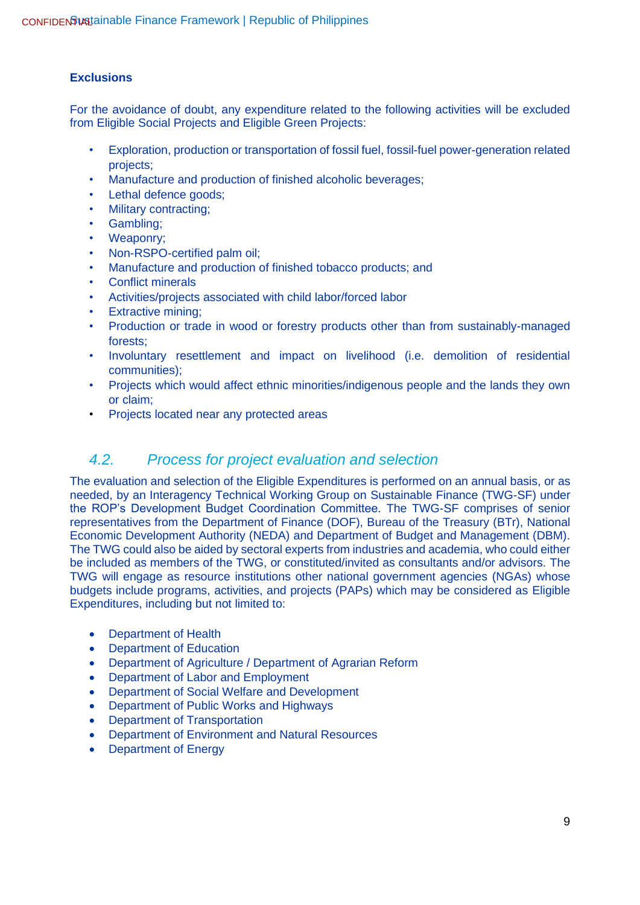**Exclusions**

For the avoidance of doubt, any expenditure related to the following activities will be excluded from Eligible Social Projects and Eligible Green Projects:

- Exploration, production or transportation of fossil fuel, fossil-fuel power-generation related projects;
- Manufacture and production of finished alcoholic beverages;
- Lethal defence goods;
- Military contracting;
- Gambling;
- Weaponry;
- Non-RSPO-certified palm oil;
- Manufacture and production of finished tobacco products; and
- Conflict minerals
- Activities/projects associated with child labor/forced labor
- Extractive mining;
- Production or trade in wood or forestry products other than from sustainably-managed forests;
- Involuntary resettlement and impact on livelihood (i.e. demolition of residential communities);
- Projects which would affect ethnic minorities/indigenous people and the lands they own or claim;
- Projects located near any protected areas

## *4.2. Process for project evaluation and selection*

The evaluation and selection of the Eligible Expenditures is performed on an annual basis, or as needed, by an Interagency Technical Working Group on Sustainable Finance (TWG-SF) under the ROP's Development Budget Coordination Committee. The TWG-SF comprises of senior representatives from the Department of Finance (DOF), Bureau of the Treasury (BTr), National Economic Development Authority (NEDA) and Department of Budget and Management (DBM). The TWG could also be aided by sectoral experts from industries and academia, who could either be included as members of the TWG, or constituted/invited as consultants and/or advisors. The TWG will engage as resource institutions other national government agencies (NGAs) whose budgets include programs, activities, and projects (PAPs) which may be considered as Eligible Expenditures, including but not limited to:

- Department of Health
- Department of Education
- Department of Agriculture / Department of Agrarian Reform
- Department of Labor and Employment
- Department of Social Welfare and Development
- Department of Public Works and Highways
- Department of Transportation
- Department of Environment and Natural Resources
- Department of Energy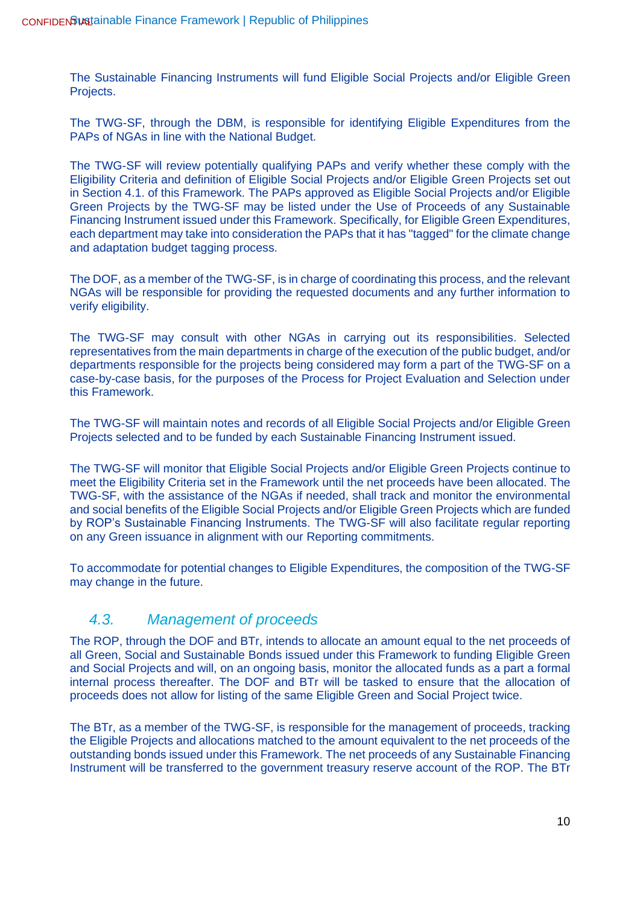The Sustainable Financing Instruments will fund Eligible Social Projects and/or Eligible Green Projects.

The TWG-SF, through the DBM, is responsible for identifying Eligible Expenditures from the PAPs of NGAs in line with the National Budget.

The TWG-SF will review potentially qualifying PAPs and verify whether these comply with the Eligibility Criteria and definition of Eligible Social Projects and/or Eligible Green Projects set out in Section 4.1. of this Framework. The PAPs approved as Eligible Social Projects and/or Eligible Green Projects by the TWG-SF may be listed under the Use of Proceeds of any Sustainable Financing Instrument issued under this Framework. Specifically, for Eligible Green Expenditures, each department may take into consideration the PAPs that it has "tagged" for the climate change and adaptation budget tagging process.

The DOF, as a member of the TWG-SF, is in charge of coordinating this process, and the relevant NGAs will be responsible for providing the requested documents and any further information to verify eligibility.

The TWG-SF may consult with other NGAs in carrying out its responsibilities. Selected representatives from the main departments in charge of the execution of the public budget, and/or departments responsible for the projects being considered may form a part of the TWG-SF on a case-by-case basis, for the purposes of the Process for Project Evaluation and Selection under this Framework.

The TWG-SF will maintain notes and records of all Eligible Social Projects and/or Eligible Green Projects selected and to be funded by each Sustainable Financing Instrument issued.

The TWG-SF will monitor that Eligible Social Projects and/or Eligible Green Projects continue to meet the Eligibility Criteria set in the Framework until the net proceeds have been allocated. The TWG-SF, with the assistance of the NGAs if needed, shall track and monitor the environmental and social benefits of the Eligible Social Projects and/or Eligible Green Projects which are funded by ROP's Sustainable Financing Instruments. The TWG-SF will also facilitate regular reporting on any Green issuance in alignment with our Reporting commitments.

To accommodate for potential changes to Eligible Expenditures, the composition of the TWG-SF may change in the future.

## *4.3. Management of proceeds*

The ROP, through the DOF and BTr, intends to allocate an amount equal to the net proceeds of all Green, Social and Sustainable Bonds issued under this Framework to funding Eligible Green and Social Projects and will, on an ongoing basis, monitor the allocated funds as a part a formal internal process thereafter. The DOF and BTr will be tasked to ensure that the allocation of proceeds does not allow for listing of the same Eligible Green and Social Project twice.

The BTr, as a member of the TWG-SF, is responsible for the management of proceeds, tracking the Eligible Projects and allocations matched to the amount equivalent to the net proceeds of the outstanding bonds issued under this Framework. The net proceeds of any Sustainable Financing Instrument will be transferred to the government treasury reserve account of the ROP. The BTr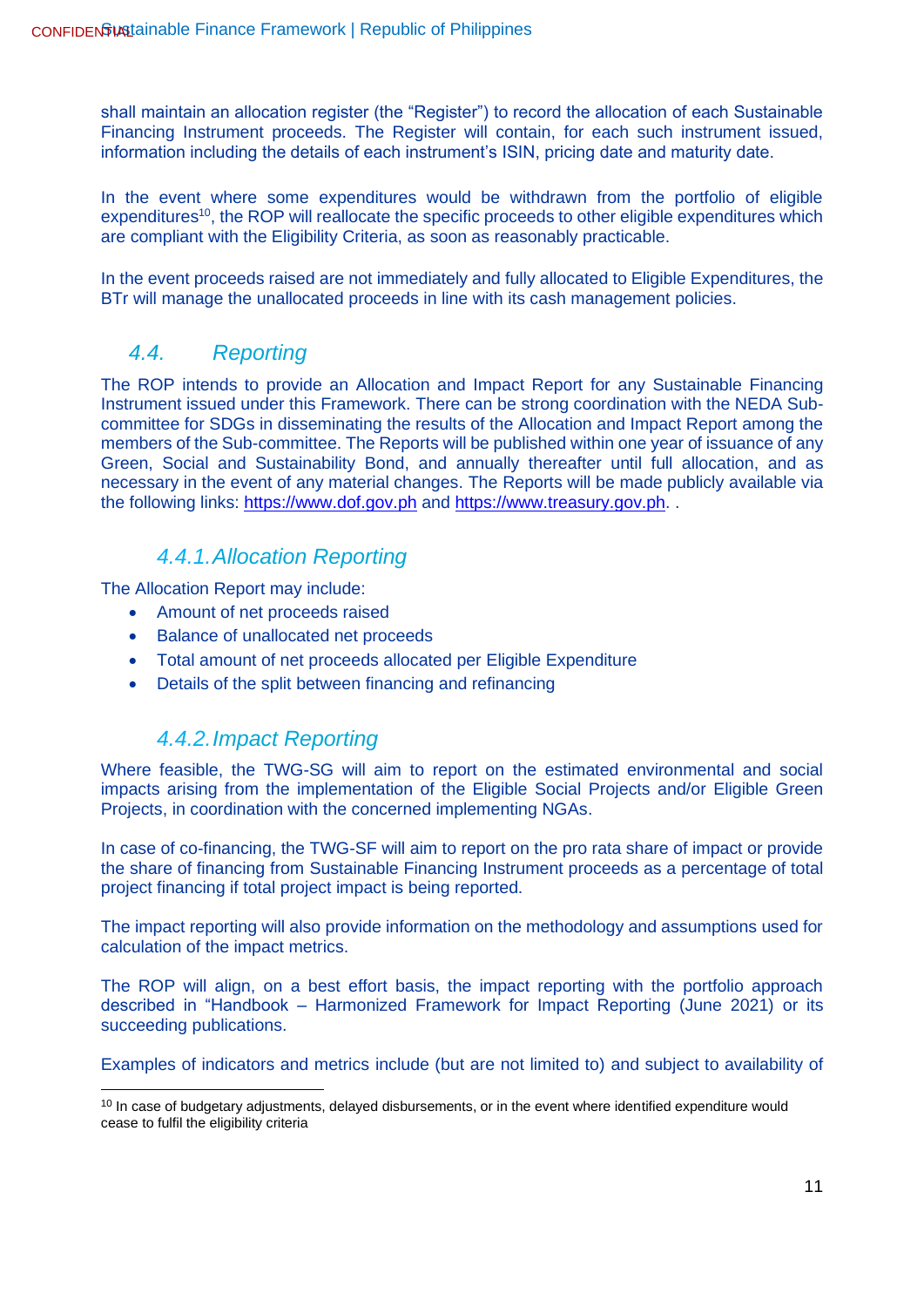shall maintain an allocation register (the "Register") to record the allocation of each Sustainable Financing Instrument proceeds. The Register will contain, for each such instrument issued, information including the details of each instrument's ISIN, pricing date and maturity date.

In the event where some expenditures would be withdrawn from the portfolio of eligible expenditures[10], the ROP will reallocate the specific proceeds to other eligible expenditures which are compliant with the Eligibility Criteria, as soon as reasonably practicable.

In the event proceeds raised are not immediately and fully allocated to Eligible Expenditures, the BTr will manage the unallocated proceeds in line with its cash management policies.

## *4.4. Reporting*

The ROP intends to provide an Allocation and Impact Report for any Sustainable Financing Instrument issued under this Framework. There can be strong coordination with the NEDA Sub-committee for SDGs in disseminating the results of the Allocation and Impact Report among the members of the Sub-committee. The Reports will be published within one year of issuance of any Green, Social and Sustainability Bond, and annually thereafter until full allocation, and as necessary in the event of any material changes. The Reports will be made publicly available via the following links: https://www.dof.gov.ph and https://www.treasury.gov.ph. .

### *4.4.1. Allocation Reporting*

The Allocation Report may include:

- Amount of net proceeds raised
- Balance of unallocated net proceeds
- Total amount of net proceeds allocated per Eligible Expenditure
- Details of the split between financing and refinancing

### *4.4.2. Impact Reporting*

Where feasible, the TWG-SG will aim to report on the estimated environmental and social impacts arising from the implementation of the Eligible Social Projects and/or Eligible Green Projects, in coordination with the concerned implementing NGAs.

In case of co-financing, the TWG-SF will aim to report on the pro rata share of impact or provide the share of financing from Sustainable Financing Instrument proceeds as a percentage of total project financing if total project impact is being reported.

The impact reporting will also provide information on the methodology and assumptions used for calculation of the impact metrics.

The ROP will align, on a best effort basis, the impact reporting with the portfolio approach described in "Handbook – Harmonized Framework for Impact Reporting (June 2021) or its succeeding publications.

Examples of indicators and metrics include (but are not limited to) and subject to availability of

---

[10] In case of budgetary adjustments, delayed disbursements, or in the event where identified expenditure would cease to fulfil the eligibility criteria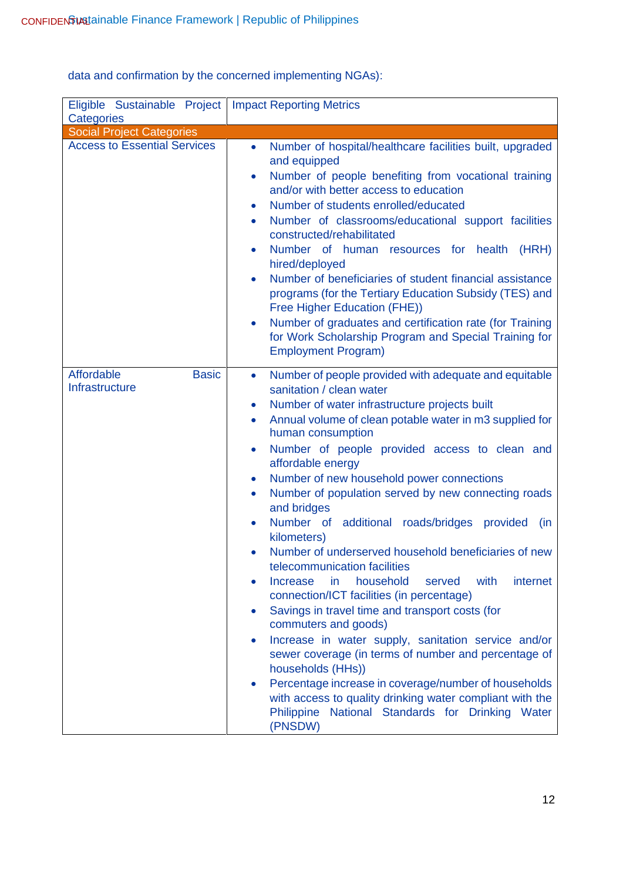data and confirmation by the concerned implementing NGAs):

| Eligible Sustainable Project Categories | Impact Reporting Metrics |
|---|---|
| **Social Project Categories** | |
| Access to Essential Services | • Number of hospital/healthcare facilities built, upgraded and equipped<br>• Number of people benefiting from vocational training and/or with better access to education<br>• Number of students enrolled/educated<br>• Number of classrooms/educational support facilities constructed/rehabilitated<br>• Number of human resources for health (HRH) hired/deployed<br>• Number of beneficiaries of student financial assistance programs (for the Tertiary Education Subsidy (TES) and Free Higher Education (FHE))<br>• Number of graduates and certification rate (for Training for Work Scholarship Program and Special Training for Employment Program) |
| Affordable Basic Infrastructure | • Number of people provided with adequate and equitable sanitation / clean water<br>• Number of water infrastructure projects built<br>• Annual volume of clean potable water in m3 supplied for human consumption<br>• Number of people provided access to clean and affordable energy<br>• Number of new household power connections<br>• Number of population served by new connecting roads and bridges<br>• Number of additional roads/bridges provided (in kilometers)<br>• Number of underserved household beneficiaries of new telecommunication facilities<br>• Increase in household served with internet connection/ICT facilities (in percentage)<br>• Savings in travel time and transport costs (for commuters and goods)<br>• Increase in water supply, sanitation service and/or sewer coverage (in terms of number and percentage of households (HHs))<br>• Percentage increase in coverage/number of households with access to quality drinking water compliant with the Philippine National Standards for Drinking Water (PNSDW) |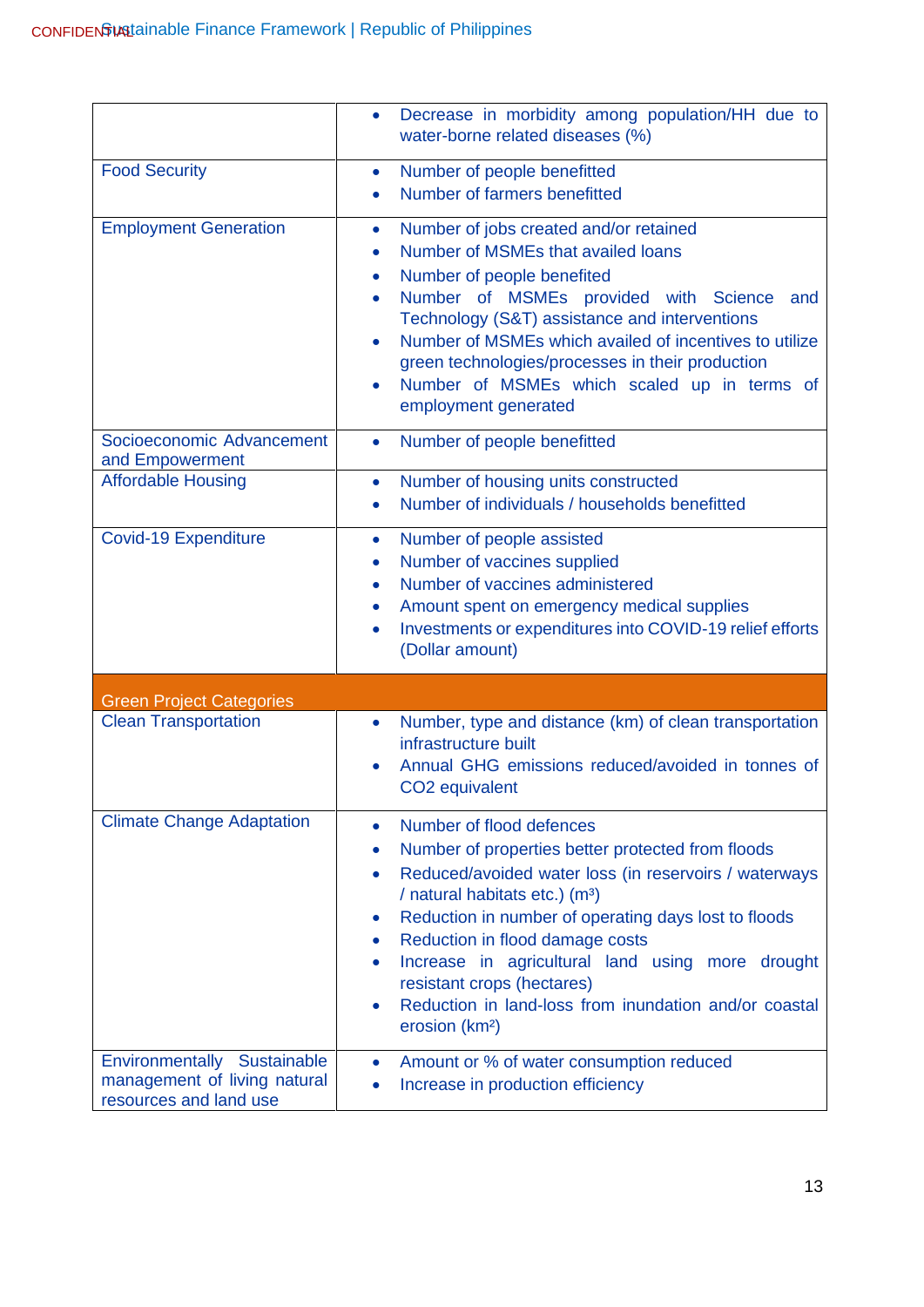| | |
|---|---|
| | • Decrease in morbidity among population/HH due to water-borne related diseases (%) |
| Food Security | • Number of people benefitted<br>• Number of farmers benefitted |
| Employment Generation | • Number of jobs created and/or retained<br>• Number of MSMEs that availed loans<br>• Number of people benefited<br>• Number of MSMEs provided with Science and Technology (S&T) assistance and interventions<br>• Number of MSMEs which availed of incentives to utilize green technologies/processes in their production<br>• Number of MSMEs which scaled up in terms of employment generated |
| Socioeconomic Advancement and Empowerment | • Number of people benefitted |
| Affordable Housing | • Number of housing units constructed<br>• Number of individuals / households benefitted |
| Covid-19 Expenditure | • Number of people assisted<br>• Number of vaccines supplied<br>• Number of vaccines administered<br>• Amount spent on emergency medical supplies<br>• Investments or expenditures into COVID-19 relief efforts (Dollar amount) |
| **Green Project Categories** | |
| Clean Transportation | • Number, type and distance (km) of clean transportation infrastructure built<br>• Annual GHG emissions reduced/avoided in tonnes of $CO_2$ equivalent |
| Climate Change Adaptation | • Number of flood defences<br>• Number of properties better protected from floods<br>• Reduced/avoided water loss (in reservoirs / waterways / natural habitats etc.) ($m^3$)<br>• Reduction in number of operating days lost to floods<br>• Reduction in flood damage costs<br>• Increase in agricultural land using more drought resistant crops (hectares)<br>• Reduction in land-loss from inundation and/or coastal erosion ($km^2$) |
| Environmentally Sustainable management of living natural resources and land use | • Amount or % of water consumption reduced<br>• Increase in production efficiency |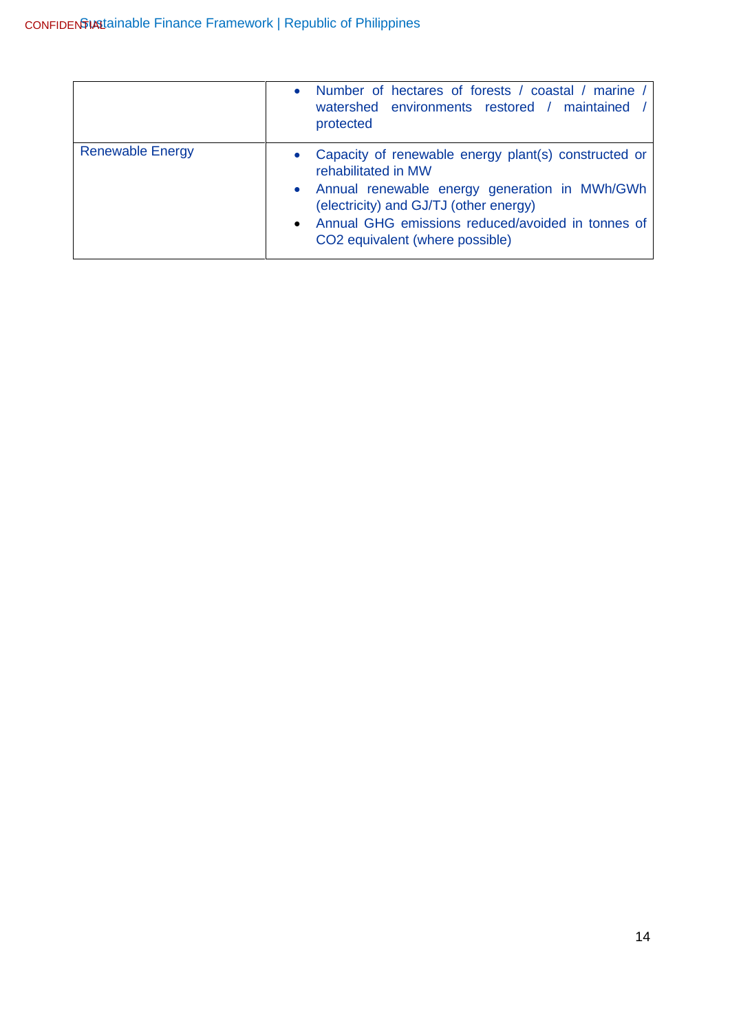| | |
|---|---|
| | • Number of hectares of forests / coastal / marine / watershed environments restored / maintained / protected |
| Renewable Energy | • Capacity of renewable energy plant(s) constructed or rehabilitated in MW<br>• Annual renewable energy generation in MWh/GWh (electricity) and GJ/TJ (other energy)<br>• Annual GHG emissions reduced/avoided in tonnes of $CO_2$ equivalent (where possible) |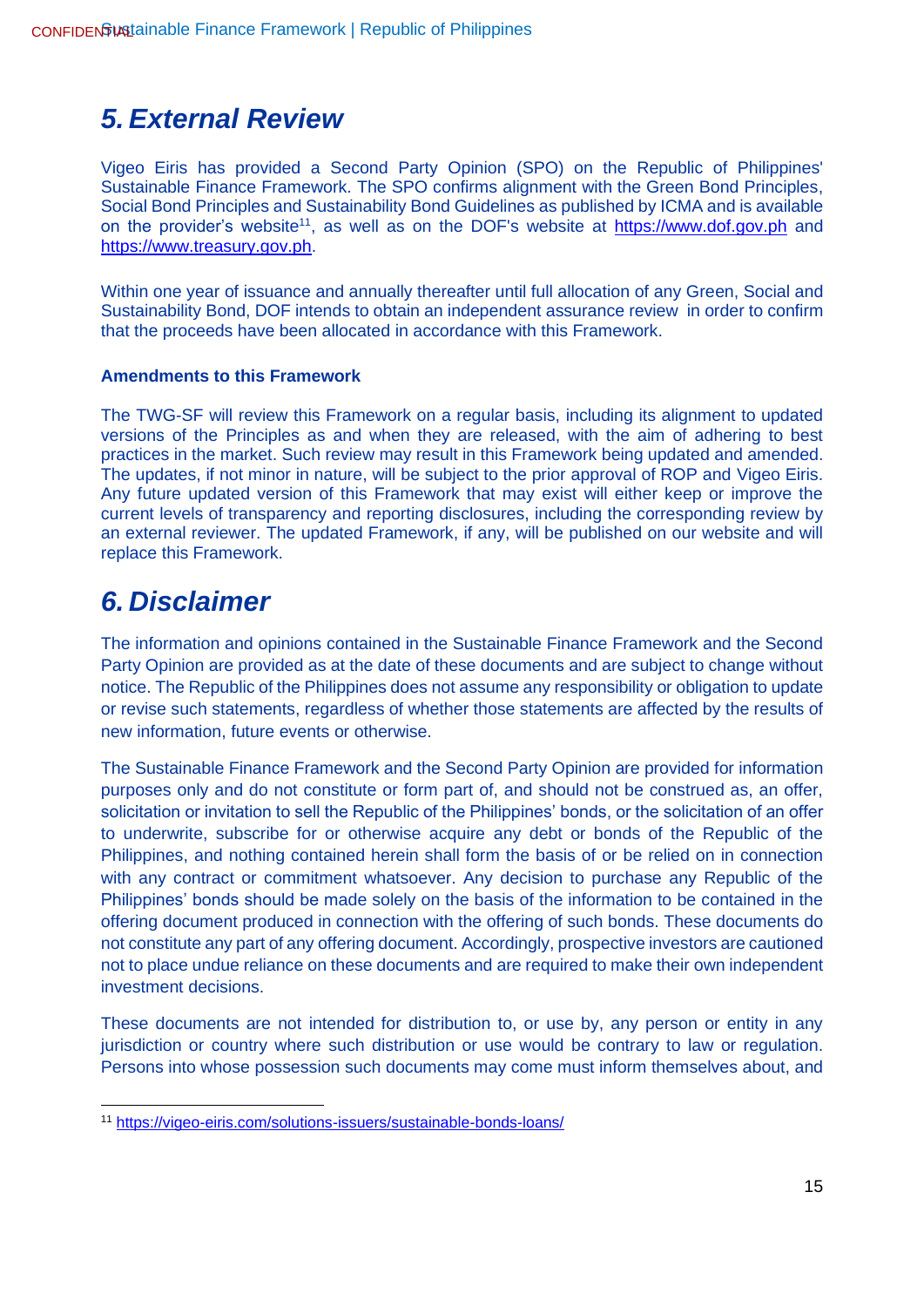## 5. External Review

Vigeo Eiris has provided a Second Party Opinion (SPO) on the Republic of Philippines' Sustainable Finance Framework. The SPO confirms alignment with the Green Bond Principles, Social Bond Principles and Sustainability Bond Guidelines as published by ICMA and is available on the provider's website[11], as well as on the DOF's website at https://www.dof.gov.ph and https://www.treasury.gov.ph.

Within one year of issuance and annually thereafter until full allocation of any Green, Social and Sustainability Bond, DOF intends to obtain an independent assurance review in order to confirm that the proceeds have been allocated in accordance with this Framework.

**Amendments to this Framework**

The TWG-SF will review this Framework on a regular basis, including its alignment to updated versions of the Principles as and when they are released, with the aim of adhering to best practices in the market. Such review may result in this Framework being updated and amended. The updates, if not minor in nature, will be subject to the prior approval of ROP and Vigeo Eiris. Any future updated version of this Framework that may exist will either keep or improve the current levels of transparency and reporting disclosures, including the corresponding review by an external reviewer. The updated Framework, if any, will be published on our website and will replace this Framework.

## 6. Disclaimer

The information and opinions contained in the Sustainable Finance Framework and the Second Party Opinion are provided as at the date of these documents and are subject to change without notice. The Republic of the Philippines does not assume any responsibility or obligation to update or revise such statements, regardless of whether those statements are affected by the results of new information, future events or otherwise.

The Sustainable Finance Framework and the Second Party Opinion are provided for information purposes only and do not constitute or form part of, and should not be construed as, an offer, solicitation or invitation to sell the Republic of the Philippines' bonds, or the solicitation of an offer to underwrite, subscribe for or otherwise acquire any debt or bonds of the Republic of the Philippines, and nothing contained herein shall form the basis of or be relied on in connection with any contract or commitment whatsoever. Any decision to purchase any Republic of the Philippines' bonds should be made solely on the basis of the information to be contained in the offering document produced in connection with the offering of such bonds. These documents do not constitute any part of any offering document. Accordingly, prospective investors are cautioned not to place undue reliance on these documents and are required to make their own independent investment decisions.

These documents are not intended for distribution to, or use by, any person or entity in any jurisdiction or country where such distribution or use would be contrary to law or regulation. Persons into whose possession such documents may come must inform themselves about, and

[11] https://vigeo-eiris.com/solutions-issuers/sustainable-bonds-loans/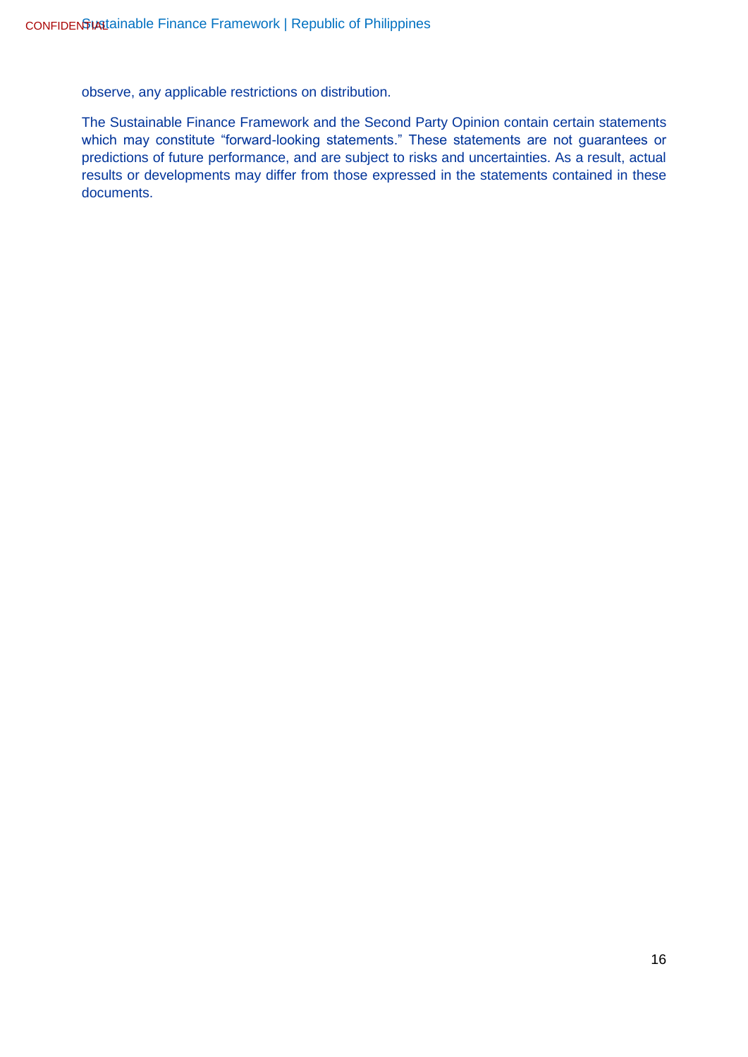observe, any applicable restrictions on distribution.

The Sustainable Finance Framework and the Second Party Opinion contain certain statements which may constitute "forward-looking statements." These statements are not guarantees or predictions of future performance, and are subject to risks and uncertainties. As a result, actual results or developments may differ from those expressed in the statements contained in these documents.